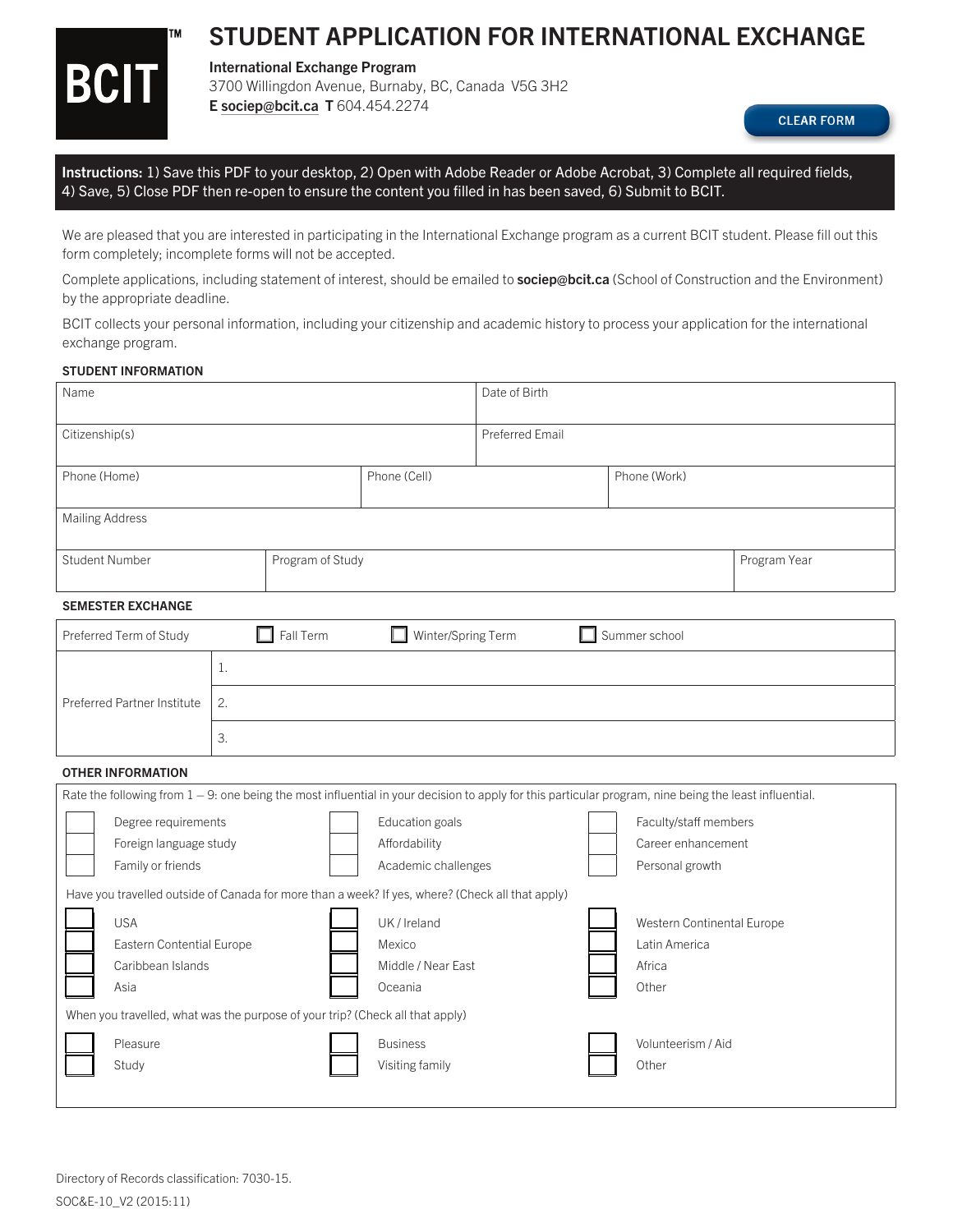# STUDENT APPLICATION FOR INTERNATIONAL EXCHANGE

**International Exchange Program**
3700 Willingdon Avenue, Burnaby, BC, Canada V5G 3H2
**E** sociep@bcit.ca **T** 604.454.2274

CLEAR FORM

**Instructions:** 1) Save this PDF to your desktop, 2) Open with Adobe Reader or Adobe Acrobat, 3) Complete all required fields, 4) Save, 5) Close PDF then re-open to ensure the content you filled in has been saved, 6) Submit to BCIT.

We are pleased that you are interested in participating in the International Exchange program as a current BCIT student. Please fill out this form completely; incomplete forms will not be accepted.

Complete applications, including statement of interest, should be emailed to **sociep@bcit.ca** (School of Construction and the Environment) by the appropriate deadline.

BCIT collects your personal information, including your citizenship and academic history to process your application for the international exchange program.

### STUDENT INFORMATION

| Name | | Date of Birth |
|---|---|---|
| Citizenship(s) | | Preferred Email |
| Phone (Home) | Phone (Cell) | Phone (Work) |
| Mailing Address | | |
| Student Number | Program of Study | Program Year |

### SEMESTER EXCHANGE

| Preferred Term of Study | ☐ Fall Term ☐ Winter/Spring Term ☐ Summer school |
|---|---|
| Preferred Partner Institute | 1. |
| | 2. |
| | 3. |

### OTHER INFORMATION

Rate the following from 1 – 9: one being the most influential in your decision to apply for this particular program, nine being the least influential.

| | | |
|---|---|---|
| ☐ Degree requirements | ☐ Education goals | ☐ Faculty/staff members |
| ☐ Foreign language study | ☐ Affordability | ☐ Career enhancement |
| ☐ Family or friends | ☐ Academic challenges | ☐ Personal growth |

Have you travelled outside of Canada for more than a week? If yes, where? (Check all that apply)

| | | |
|---|---|---|
| ☐ USA | ☐ UK / Ireland | ☐ Western Continental Europe |
| ☐ Eastern Contential Europe | ☐ Mexico | ☐ Latin America |
| ☐ Caribbean Islands | ☐ Middle / Near East | ☐ Africa |
| ☐ Asia | ☐ Oceania | ☐ Other |

When you travelled, what was the purpose of your trip? (Check all that apply)

| | | |
|---|---|---|
| ☐ Pleasure | ☐ Business | ☐ Volunteerism / Aid |
| ☐ Study | ☐ Visiting family | ☐ Other |

Directory of Records classification: 7030-15.

SOC&E-10_V2 (2015:11)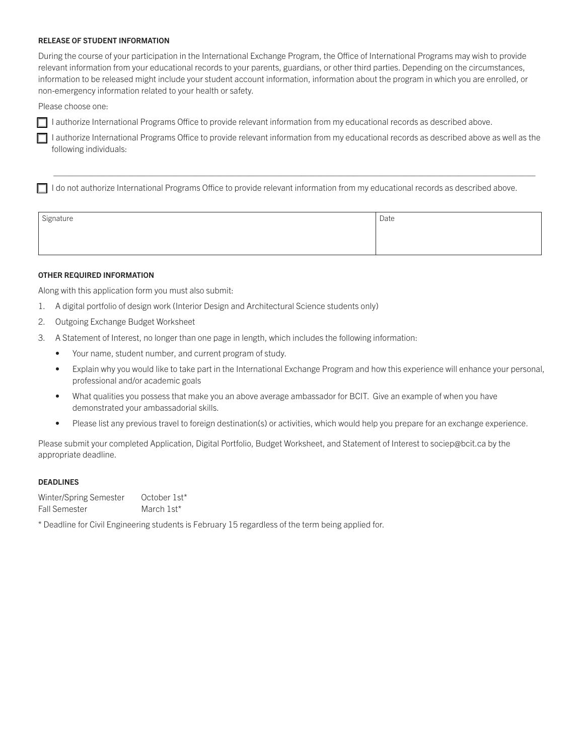## RELEASE OF STUDENT INFORMATION

During the course of your participation in the International Exchange Program, the Office of International Programs may wish to provide relevant information from your educational records to your parents, guardians, or other third parties. Depending on the circumstances, information to be released might include your student account information, information about the program in which you are enrolled, or non-emergency information related to your health or safety.

Please choose one:

- ☐ I authorize International Programs Office to provide relevant information from my educational records as described above.
- ☐ I authorize International Programs Office to provide relevant information from my educational records as described above as well as the following individuals:

  ______________________________________________________________________________

- ☐ I do not authorize International Programs Office to provide relevant information from my educational records as described above.

| Signature | Date |
|---|---|
| | |

## OTHER REQUIRED INFORMATION

Along with this application form you must also submit:

1. A digital portfolio of design work (Interior Design and Architectural Science students only)
2. Outgoing Exchange Budget Worksheet
3. A Statement of Interest, no longer than one page in length, which includes the following information:
   - Your name, student number, and current program of study.
   - Explain why you would like to take part in the International Exchange Program and how this experience will enhance your personal, professional and/or academic goals
   - What qualities you possess that make you an above average ambassador for BCIT. Give an example of when you have demonstrated your ambassadorial skills.
   - Please list any previous travel to foreign destination(s) or activities, which would help you prepare for an exchange experience.

Please submit your completed Application, Digital Portfolio, Budget Worksheet, and Statement of Interest to sociep@bcit.ca by the appropriate deadline.

## DEADLINES

| | |
|---|---|
| Winter/Spring Semester | October 1st* |
| Fall Semester | March 1st* |

* Deadline for Civil Engineering students is February 15 regardless of the term being applied for.